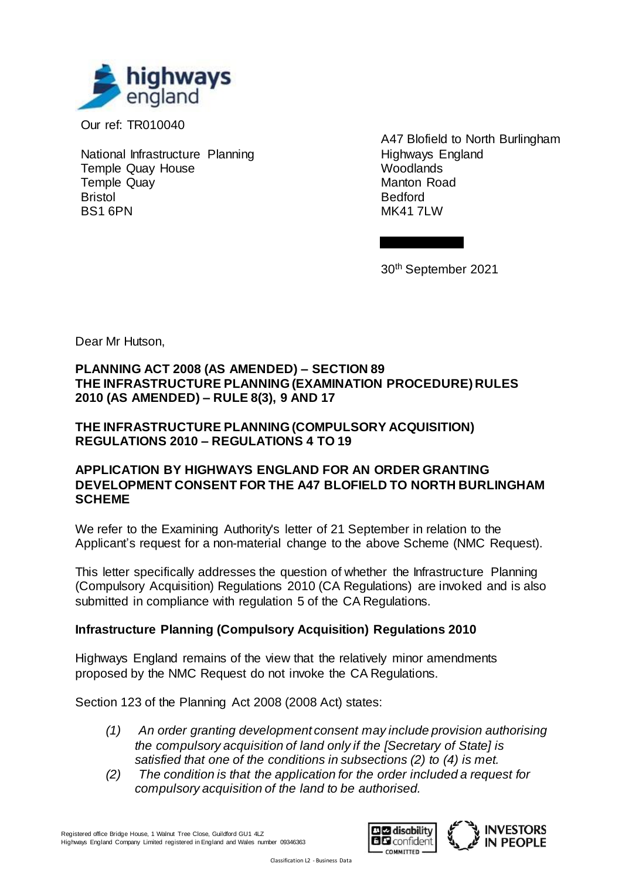Our ref: TR010040

National Infrastructure Planning
Temple Quay House
Temple Quay
Bristol
BS1 6PN

A47 Blofield to North Burlingham
Highways England
Woodlands
Manton Road
Bedford
MK41 7LW

30th September 2021

Dear Mr Hutson,

**PLANNING ACT 2008 (AS AMENDED) – SECTION 89**
**THE INFRASTRUCTURE PLANNING (EXAMINATION PROCEDURE) RULES 2010 (AS AMENDED) – RULE 8(3), 9 AND 17**

**THE INFRASTRUCTURE PLANNING (COMPULSORY ACQUISITION) REGULATIONS 2010 – REGULATIONS 4 TO 19**

**APPLICATION BY HIGHWAYS ENGLAND FOR AN ORDER GRANTING DEVELOPMENT CONSENT FOR THE A47 BLOFIELD TO NORTH BURLINGHAM SCHEME**

We refer to the Examining Authority's letter of 21 September in relation to the Applicant's request for a non-material change to the above Scheme (NMC Request).

This letter specifically addresses the question of whether the Infrastructure Planning (Compulsory Acquisition) Regulations 2010 (CA Regulations) are invoked and is also submitted in compliance with regulation 5 of the CA Regulations.

**Infrastructure Planning (Compulsory Acquisition) Regulations 2010**

Highways England remains of the view that the relatively minor amendments proposed by the NMC Request do not invoke the CA Regulations.

Section 123 of the Planning Act 2008 (2008 Act) states:

> *(1) An order granting development consent may include provision authorising the compulsory acquisition of land only if the [Secretary of State] is satisfied that one of the conditions in subsections (2) to (4) is met.*
>
> *(2) The condition is that the application for the order included a request for compulsory acquisition of the land to be authorised.*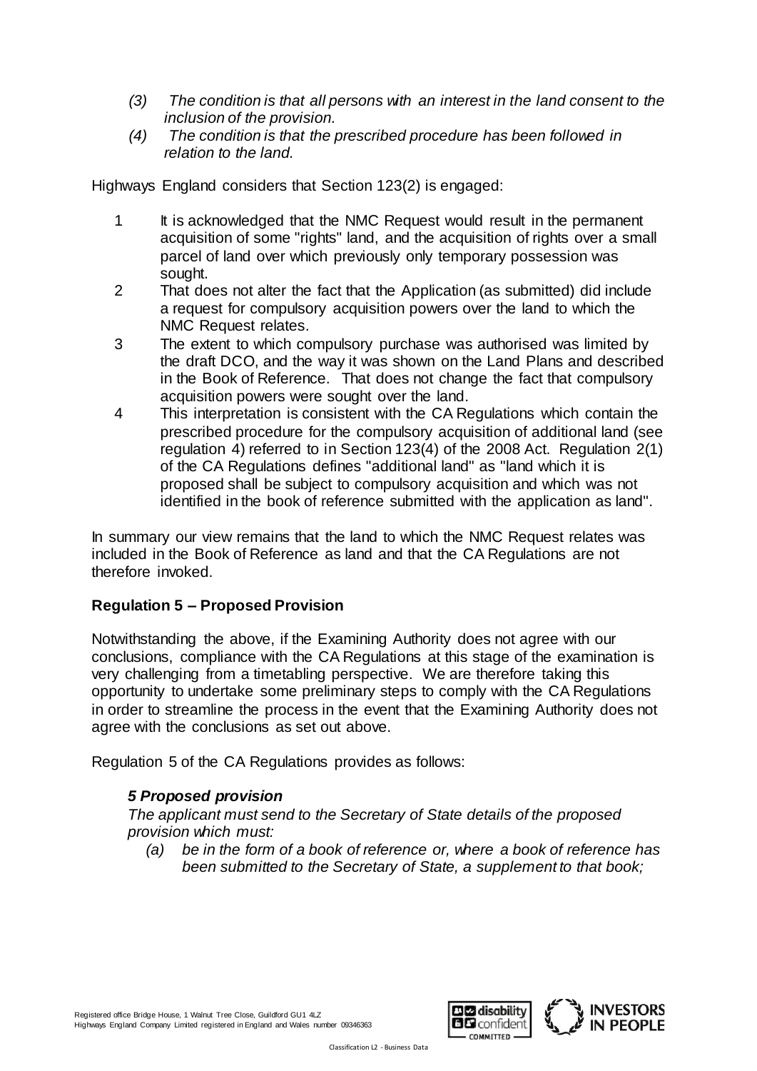*(3) The condition is that all persons with an interest in the land consent to the inclusion of the provision.*

*(4) The condition is that the prescribed procedure has been followed in relation to the land.*

Highways England considers that Section 123(2) is engaged:

1. It is acknowledged that the NMC Request would result in the permanent acquisition of some "rights" land, and the acquisition of rights over a small parcel of land over which previously only temporary possession was sought.
2. That does not alter the fact that the Application (as submitted) did include a request for compulsory acquisition powers over the land to which the NMC Request relates.
3. The extent to which compulsory purchase was authorised was limited by the draft DCO, and the way it was shown on the Land Plans and described in the Book of Reference. That does not change the fact that compulsory acquisition powers were sought over the land.
4. This interpretation is consistent with the CA Regulations which contain the prescribed procedure for the compulsory acquisition of additional land (see regulation 4) referred to in Section 123(4) of the 2008 Act. Regulation 2(1) of the CA Regulations defines "additional land" as "land which it is proposed shall be subject to compulsory acquisition and which was not identified in the book of reference submitted with the application as land".

In summary our view remains that the land to which the NMC Request relates was included in the Book of Reference as land and that the CA Regulations are not therefore invoked.

**Regulation 5 – Proposed Provision**

Notwithstanding the above, if the Examining Authority does not agree with our conclusions, compliance with the CA Regulations at this stage of the examination is very challenging from a timetabling perspective. We are therefore taking this opportunity to undertake some preliminary steps to comply with the CA Regulations in order to streamline the process in the event that the Examining Authority does not agree with the conclusions as set out above.

Regulation 5 of the CA Regulations provides as follows:

***5 Proposed provision***

*The applicant must send to the Secretary of State details of the proposed provision which must:*

*(a) be in the form of a book of reference or, where a book of reference has been submitted to the Secretary of State, a supplement to that book;*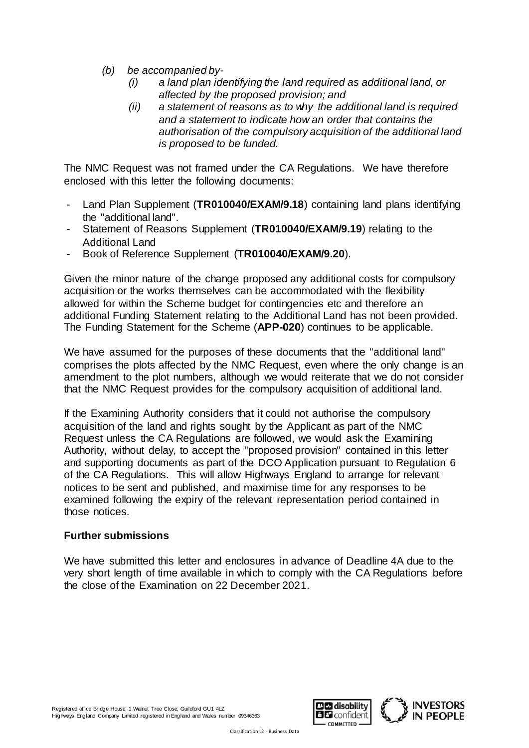*(b) be accompanied by-*

*(i) a land plan identifying the land required as additional land, or affected by the proposed provision; and*

*(ii) a statement of reasons as to why the additional land is required and a statement to indicate how an order that contains the authorisation of the compulsory acquisition of the additional land is proposed to be funded.*

The NMC Request was not framed under the CA Regulations. We have therefore enclosed with this letter the following documents:

- Land Plan Supplement (**TR010040/EXAM/9.18**) containing land plans identifying the "additional land".
- Statement of Reasons Supplement (**TR010040/EXAM/9.19**) relating to the Additional Land
- Book of Reference Supplement (**TR010040/EXAM/9.20**).

Given the minor nature of the change proposed any additional costs for compulsory acquisition or the works themselves can be accommodated with the flexibility allowed for within the Scheme budget for contingencies etc and therefore an additional Funding Statement relating to the Additional Land has not been provided. The Funding Statement for the Scheme (**APP-020**) continues to be applicable.

We have assumed for the purposes of these documents that the "additional land" comprises the plots affected by the NMC Request, even where the only change is an amendment to the plot numbers, although we would reiterate that we do not consider that the NMC Request provides for the compulsory acquisition of additional land.

If the Examining Authority considers that it could not authorise the compulsory acquisition of the land and rights sought by the Applicant as part of the NMC Request unless the CA Regulations are followed, we would ask the Examining Authority, without delay, to accept the "proposed provision" contained in this letter and supporting documents as part of the DCO Application pursuant to Regulation 6 of the CA Regulations. This will allow Highways England to arrange for relevant notices to be sent and published, and maximise time for any responses to be examined following the expiry of the relevant representation period contained in those notices.

**Further submissions**

We have submitted this letter and enclosures in advance of Deadline 4A due to the very short length of time available in which to comply with the CA Regulations before the close of the Examination on 22 December 2021.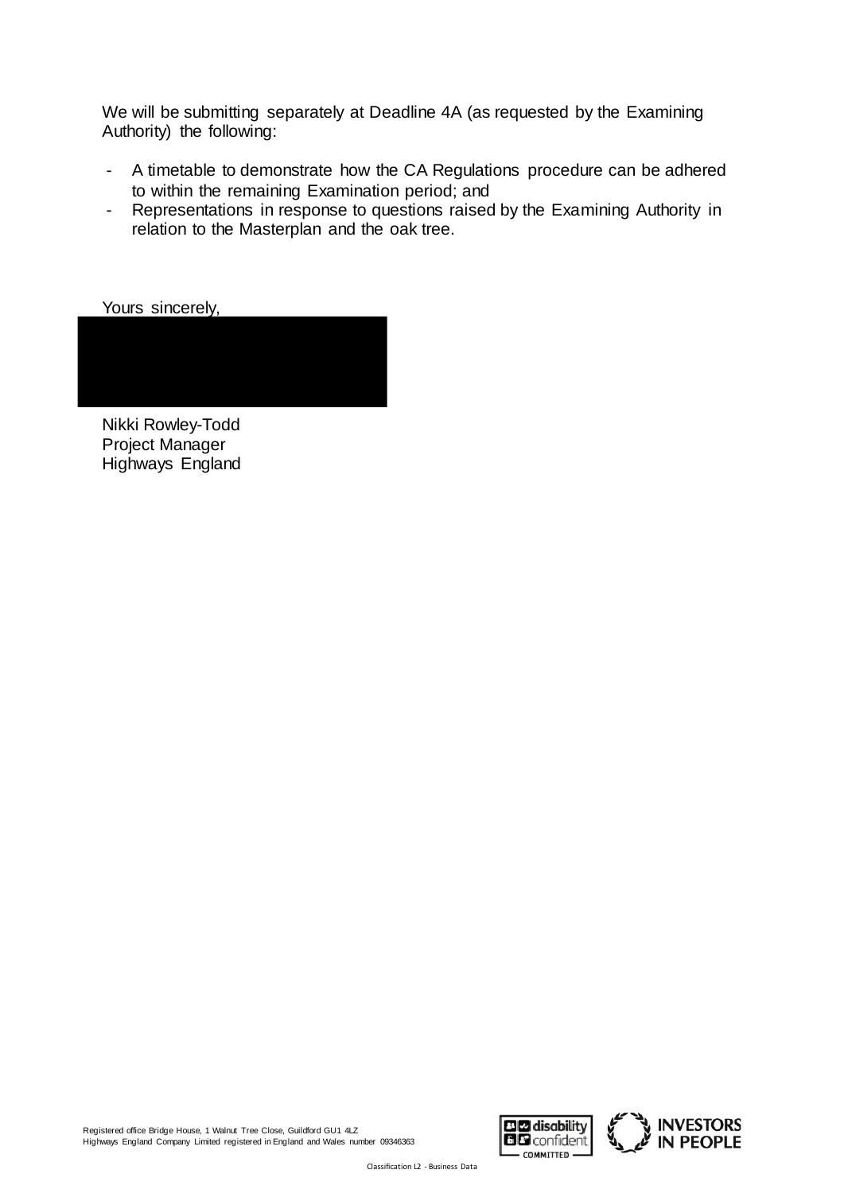We will be submitting separately at Deadline 4A (as requested by the Examining Authority) the following:

- A timetable to demonstrate how the CA Regulations procedure can be adhered to within the remaining Examination period; and
- Representations in response to questions raised by the Examining Authority in relation to the Masterplan and the oak tree.

Yours sincerely,

Nikki Rowley-Todd
Project Manager
Highways England

Registered office Bridge House, 1 Walnut Tree Close, Guildford GU1 4LZ
Highways England Company Limited registered in England and Wales number 09346363

Classification L2 - Business Data